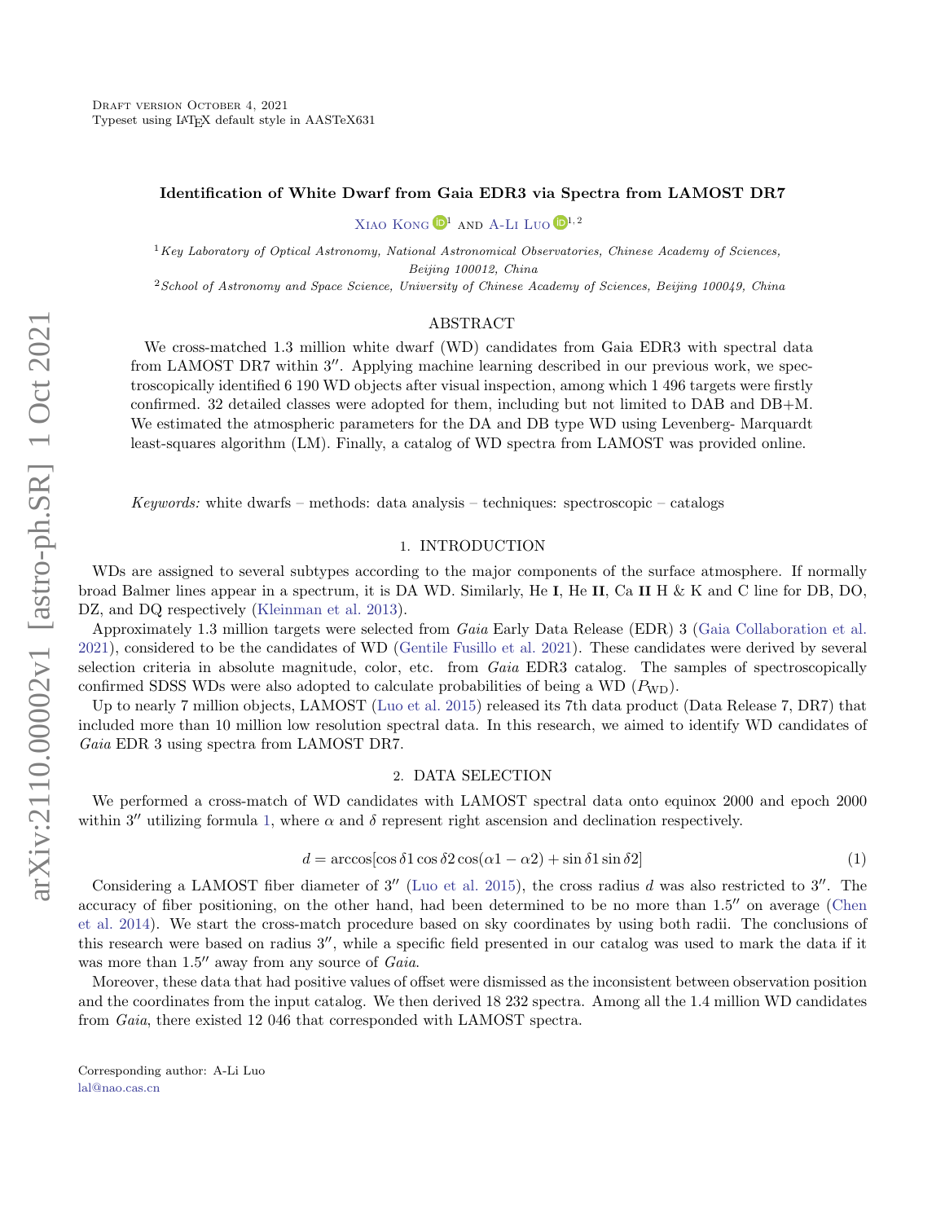Draft version October 4, 2021
Typeset using LaTeX default style in AASTeX631

# Identification of White Dwarf from Gaia EDR3 via Spectra from LAMOST DR7

Xiao Kong[1] and A-Li Luo[1,2]

[1] *Key Laboratory of Optical Astronomy, National Astronomical Observatories, Chinese Academy of Sciences, Beijing 100012, China*

[2] *School of Astronomy and Space Science, University of Chinese Academy of Sciences, Beijing 100049, China*

## ABSTRACT

We cross-matched 1.3 million white dwarf (WD) candidates from Gaia EDR3 with spectral data from LAMOST DR7 within 3″. Applying machine learning described in our previous work, we spectroscopically identified 6 190 WD objects after visual inspection, among which 1 496 targets were firstly confirmed. 32 detailed classes were adopted for them, including but not limited to DAB and DB+M. We estimated the atmospheric parameters for the DA and DB type WD using Levenberg- Marquardt least-squares algorithm (LM). Finally, a catalog of WD spectra from LAMOST was provided online.

*Keywords:* white dwarfs – methods: data analysis – techniques: spectroscopic – catalogs

## 1. INTRODUCTION

WDs are assigned to several subtypes according to the major components of the surface atmosphere. If normally broad Balmer lines appear in a spectrum, it is DA WD. Similarly, He **I**, He **II**, Ca **II** H & K and C line for DB, DO, DZ, and DQ respectively (Kleinman et al. 2013).

Approximately 1.3 million targets were selected from *Gaia* Early Data Release (EDR) 3 (Gaia Collaboration et al. 2021), considered to be the candidates of WD (Gentile Fusillo et al. 2021). These candidates were derived by several selection criteria in absolute magnitude, color, etc. from *Gaia* EDR3 catalog. The samples of spectroscopically confirmed SDSS WDs were also adopted to calculate probabilities of being a WD ($P_{\rm WD}$).

Up to nearly 7 million objects, LAMOST (Luo et al. 2015) released its 7th data product (Data Release 7, DR7) that included more than 10 million low resolution spectral data. In this research, we aimed to identify WD candidates of *Gaia* EDR 3 using spectra from LAMOST DR7.

## 2. DATA SELECTION

We performed a cross-match of WD candidates with LAMOST spectral data onto equinox 2000 and epoch 2000 within 3″ utilizing formula 1, where $\alpha$ and $\delta$ represent right ascension and declination respectively.

$$d = \arccos[\cos\delta1\cos\delta2\cos(\alpha1-\alpha2)+\sin\delta1\sin\delta2] \tag{1}$$

Considering a LAMOST fiber diameter of 3″ (Luo et al. 2015), the cross radius $d$ was also restricted to 3″. The accuracy of fiber positioning, on the other hand, had been determined to be no more than 1.5″ on average (Chen et al. 2014). We start the cross-match procedure based on sky coordinates by using both radii. The conclusions of this research were based on radius 3″, while a specific field presented in our catalog was used to mark the data if it was more than 1.5″ away from any source of *Gaia*.

Moreover, these data that had positive values of offset were dismissed as the inconsistent between observation position and the coordinates from the input catalog. We then derived 18 232 spectra. Among all the 1.4 million WD candidates from *Gaia*, there existed 12 046 that corresponded with LAMOST spectra.

Corresponding author: A-Li Luo
lal@nao.cas.cn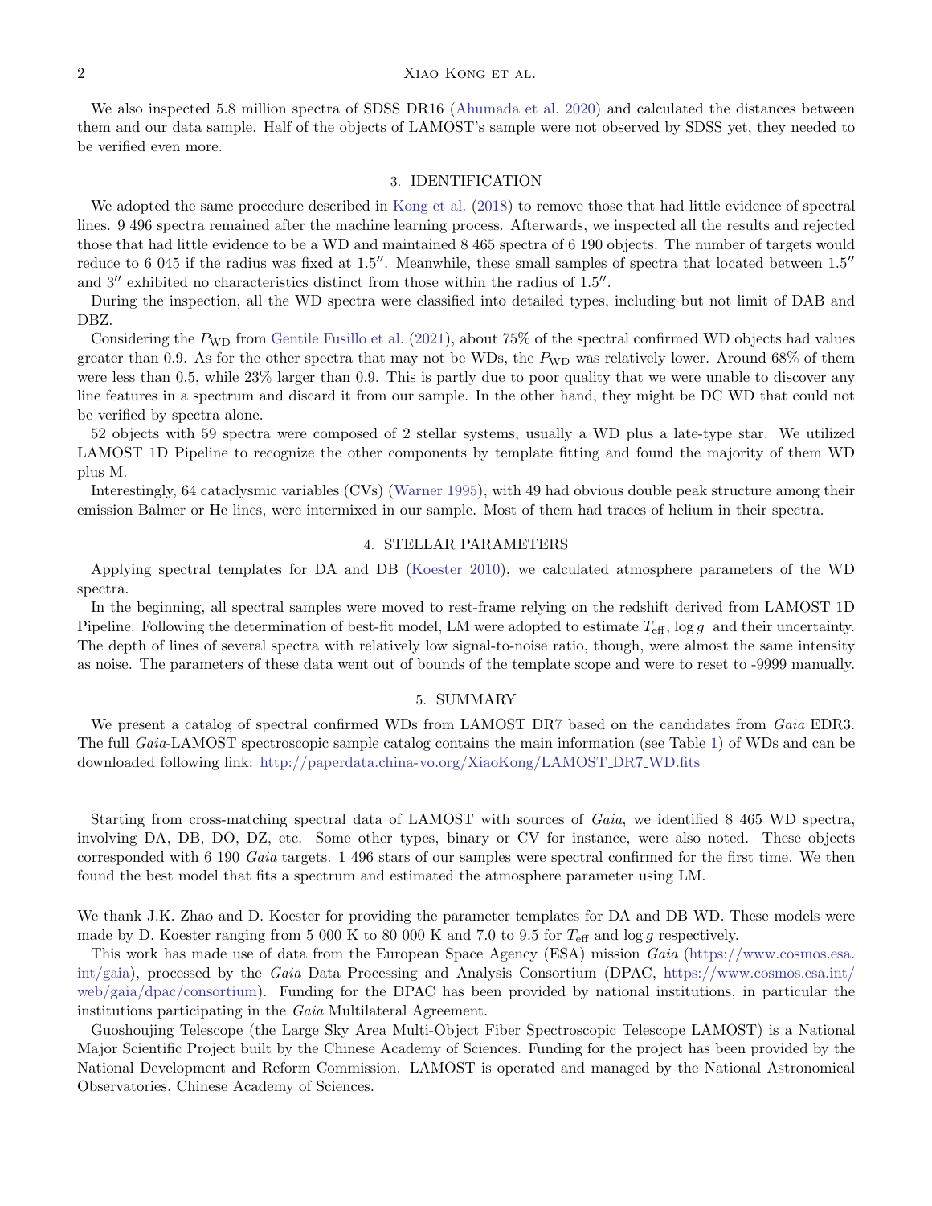We also inspected 5.8 million spectra of SDSS DR16 (Ahumada et al. 2020) and calculated the distances between them and our data sample. Half of the objects of LAMOST's sample were not observed by SDSS yet, they needed to be verified even more.

## 3. IDENTIFICATION

We adopted the same procedure described in Kong et al. (2018) to remove those that had little evidence of spectral lines. 9 496 spectra remained after the machine learning process. Afterwards, we inspected all the results and rejected those that had little evidence to be a WD and maintained 8 465 spectra of 6 190 objects. The number of targets would reduce to 6 045 if the radius was fixed at 1.5″. Meanwhile, these small samples of spectra that located between 1.5″ and 3″ exhibited no characteristics distinct from those within the radius of 1.5″.

During the inspection, all the WD spectra were classified into detailed types, including but not limit of DAB and DBZ.

Considering the $P_{\rm WD}$ from Gentile Fusillo et al. (2021), about 75% of the spectral confirmed WD objects had values greater than 0.9. As for the other spectra that may not be WDs, the $P_{\rm WD}$ was relatively lower. Around 68% of them were less than 0.5, while 23% larger than 0.9. This is partly due to poor quality that we were unable to discover any line features in a spectrum and discard it from our sample. In the other hand, they might be DC WD that could not be verified by spectra alone.

52 objects with 59 spectra were composed of 2 stellar systems, usually a WD plus a late-type star. We utilized LAMOST 1D Pipeline to recognize the other components by template fitting and found the majority of them WD plus M.

Interestingly, 64 cataclysmic variables (CVs) (Warner 1995), with 49 had obvious double peak structure among their emission Balmer or He lines, were intermixed in our sample. Most of them had traces of helium in their spectra.

## 4. STELLAR PARAMETERS

Applying spectral templates for DA and DB (Koester 2010), we calculated atmosphere parameters of the WD spectra.

In the beginning, all spectral samples were moved to rest-frame relying on the redshift derived from LAMOST 1D Pipeline. Following the determination of best-fit model, LM were adopted to estimate $T_{\rm eff}$, $\log g$ and their uncertainty. The depth of lines of several spectra with relatively low signal-to-noise ratio, though, were almost the same intensity as noise. The parameters of these data went out of bounds of the template scope and were to reset to -9999 manually.

## 5. SUMMARY

We present a catalog of spectral confirmed WDs from LAMOST DR7 based on the candidates from *Gaia* EDR3. The full *Gaia*-LAMOST spectroscopic sample catalog contains the main information (see Table 1) of WDs and can be downloaded following link: http://paperdata.china-vo.org/XiaoKong/LAMOST_DR7_WD.fits

Starting from cross-matching spectral data of LAMOST with sources of *Gaia*, we identified 8 465 WD spectra, involving DA, DB, DO, DZ, etc. Some other types, binary or CV for instance, were also noted. These objects corresponded with 6 190 *Gaia* targets. 1 496 stars of our samples were spectral confirmed for the first time. We then found the best model that fits a spectrum and estimated the atmosphere parameter using LM.

We thank J.K. Zhao and D. Koester for providing the parameter templates for DA and DB WD. These models were made by D. Koester ranging from 5 000 K to 80 000 K and 7.0 to 9.5 for $T_{\rm eff}$ and $\log g$ respectively.

This work has made use of data from the European Space Agency (ESA) mission *Gaia* (https://www.cosmos.esa.int/gaia), processed by the *Gaia* Data Processing and Analysis Consortium (DPAC, https://www.cosmos.esa.int/web/gaia/dpac/consortium). Funding for the DPAC has been provided by national institutions, in particular the institutions participating in the *Gaia* Multilateral Agreement.

Guoshoujing Telescope (the Large Sky Area Multi-Object Fiber Spectroscopic Telescope LAMOST) is a National Major Scientific Project built by the Chinese Academy of Sciences. Funding for the project has been provided by the National Development and Reform Commission. LAMOST is operated and managed by the National Astronomical Observatories, Chinese Academy of Sciences.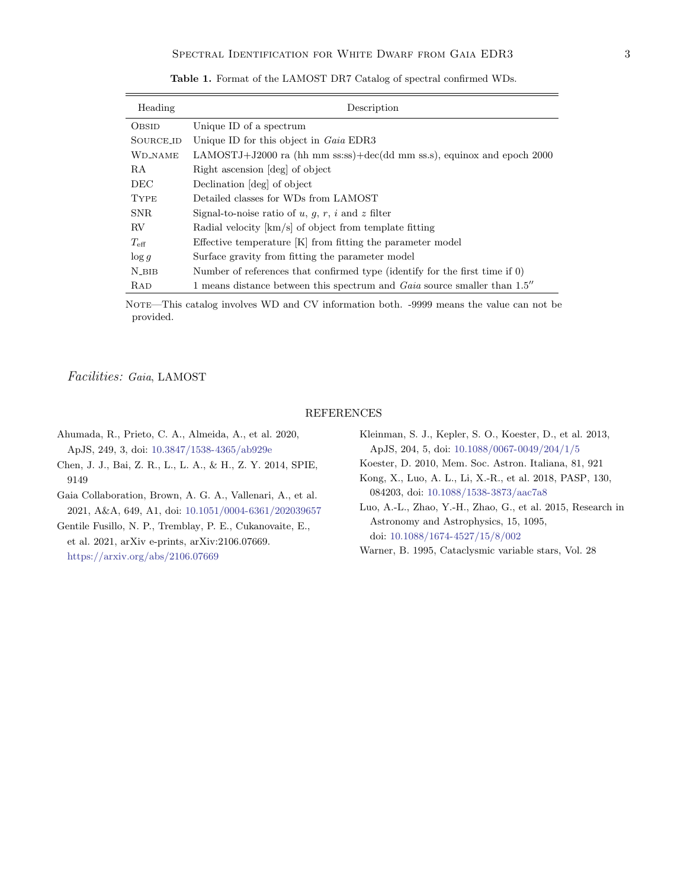**Table 1.** Format of the LAMOST DR7 Catalog of spectral confirmed WDs.

| Heading | Description |
|---|---|
| OBSID | Unique ID of a spectrum |
| SOURCE_ID | Unique ID for this object in *Gaia* EDR3 |
| WD_NAME | LAMOSTJ+J2000 ra (hh mm ss:ss)+dec(dd mm ss.s), equinox and epoch 2000 |
| RA | Right ascension [deg] of object |
| DEC | Declination [deg] of object |
| TYPE | Detailed classes for WDs from LAMOST |
| SNR | Signal-to-noise ratio of $u$, $g$, $r$, $i$ and $z$ filter |
| RV | Radial velocity [km/s] of object from template fitting |
| $T_{\rm eff}$ | Effective temperature [K] from fitting the parameter model |
| $\log g$ | Surface gravity from fitting the parameter model |
| N_BIB | Number of references that confirmed type (identify for the first time if 0) |
| RAD | 1 means distance between this spectrum and *Gaia* source smaller than 1.5″ |

NOTE—This catalog involves WD and CV information both. -9999 means the value can not be provided.

*Facilities:* *Gaia*, LAMOST

## REFERENCES

Ahumada, R., Prieto, C. A., Almeida, A., et al. 2020, ApJS, 249, 3, doi: 10.3847/1538-4365/ab929e

Chen, J. J., Bai, Z. R., L., L. A., & H., Z. Y. 2014, SPIE, 9149

Gaia Collaboration, Brown, A. G. A., Vallenari, A., et al. 2021, A&A, 649, A1, doi: 10.1051/0004-6361/202039657

Gentile Fusillo, N. P., Tremblay, P. E., Cukanovaite, E., et al. 2021, arXiv e-prints, arXiv:2106.07669. https://arxiv.org/abs/2106.07669

Kleinman, S. J., Kepler, S. O., Koester, D., et al. 2013, ApJS, 204, 5, doi: 10.1088/0067-0049/204/1/5

Koester, D. 2010, Mem. Soc. Astron. Italiana, 81, 921

Kong, X., Luo, A. L., Li, X.-R., et al. 2018, PASP, 130, 084203, doi: 10.1088/1538-3873/aac7a8

Luo, A.-L., Zhao, Y.-H., Zhao, G., et al. 2015, Research in Astronomy and Astrophysics, 15, 1095, doi: 10.1088/1674-4527/15/8/002

Warner, B. 1995, Cataclysmic variable stars, Vol. 28